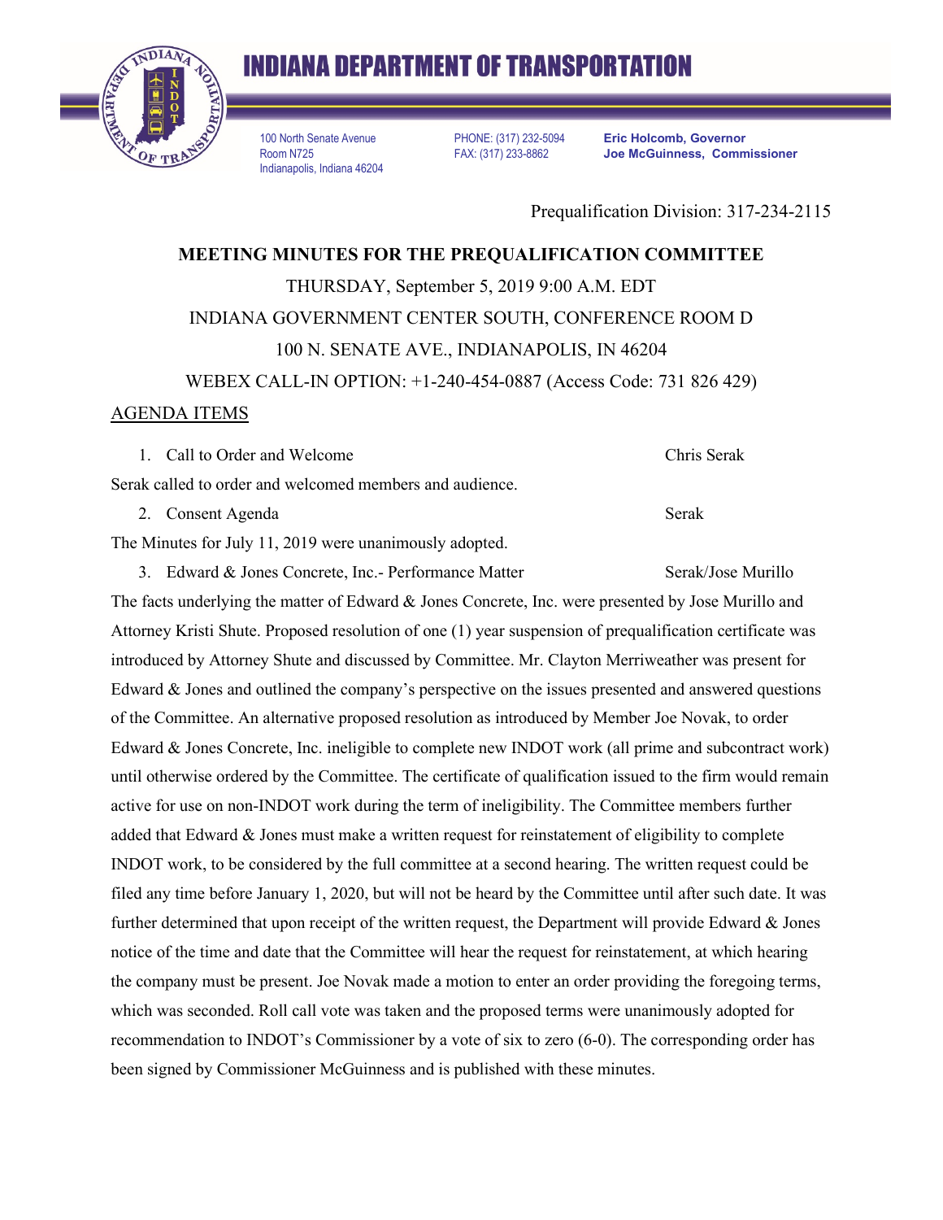# INDIANA DEPARTMENT OF TRANSPORTATION

100 North Senate Avenue
Room N725
Indianapolis, Indiana 46204

PHONE: (317) 232-5094
FAX: (317) 233-8862

**Eric Holcomb, Governor**
**Joe McGuinness, Commissioner**

Prequalification Division: 317-234-2115

## MEETING MINUTES FOR THE PREQUALIFICATION COMMITTEE

THURSDAY, September 5, 2019 9:00 A.M. EDT

INDIANA GOVERNMENT CENTER SOUTH, CONFERENCE ROOM D

100 N. SENATE AVE., INDIANAPOLIS, IN 46204

WEBEX CALL-IN OPTION: +1-240-454-0887 (Access Code: 731 826 429)

AGENDA ITEMS

1. Call to Order and Welcome — Chris Serak

Serak called to order and welcomed members and audience.

2. Consent Agenda — Serak

The Minutes for July 11, 2019 were unanimously adopted.

3. Edward & Jones Concrete, Inc.- Performance Matter — Serak/Jose Murillo

The facts underlying the matter of Edward & Jones Concrete, Inc. were presented by Jose Murillo and Attorney Kristi Shute. Proposed resolution of one (1) year suspension of prequalification certificate was introduced by Attorney Shute and discussed by Committee. Mr. Clayton Merriweather was present for Edward & Jones and outlined the company's perspective on the issues presented and answered questions of the Committee. An alternative proposed resolution as introduced by Member Joe Novak, to order Edward & Jones Concrete, Inc. ineligible to complete new INDOT work (all prime and subcontract work) until otherwise ordered by the Committee. The certificate of qualification issued to the firm would remain active for use on non-INDOT work during the term of ineligibility. The Committee members further added that Edward & Jones must make a written request for reinstatement of eligibility to complete INDOT work, to be considered by the full committee at a second hearing. The written request could be filed any time before January 1, 2020, but will not be heard by the Committee until after such date. It was further determined that upon receipt of the written request, the Department will provide Edward & Jones notice of the time and date that the Committee will hear the request for reinstatement, at which hearing the company must be present. Joe Novak made a motion to enter an order providing the foregoing terms, which was seconded. Roll call vote was taken and the proposed terms were unanimously adopted for recommendation to INDOT's Commissioner by a vote of six to zero (6-0). The corresponding order has been signed by Commissioner McGuinness and is published with these minutes.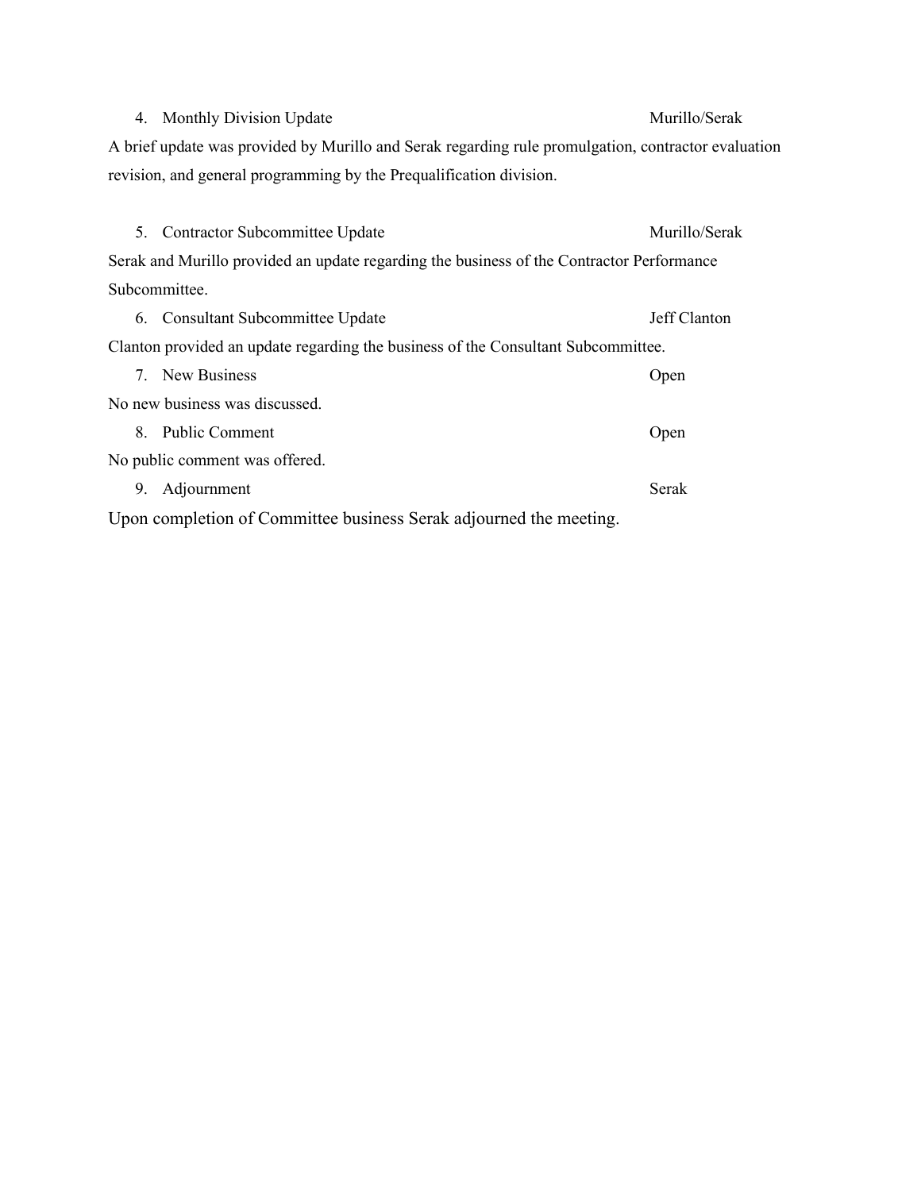4. Monthly Division Update — Murillo/Serak

A brief update was provided by Murillo and Serak regarding rule promulgation, contractor evaluation revision, and general programming by the Prequalification division.

5. Contractor Subcommittee Update — Murillo/Serak

Serak and Murillo provided an update regarding the business of the Contractor Performance Subcommittee.

6. Consultant Subcommittee Update — Jeff Clanton

Clanton provided an update regarding the business of the Consultant Subcommittee.

7. New Business — Open

No new business was discussed.

8. Public Comment — Open

No public comment was offered.

9. Adjournment — Serak

Upon completion of Committee business Serak adjourned the meeting.